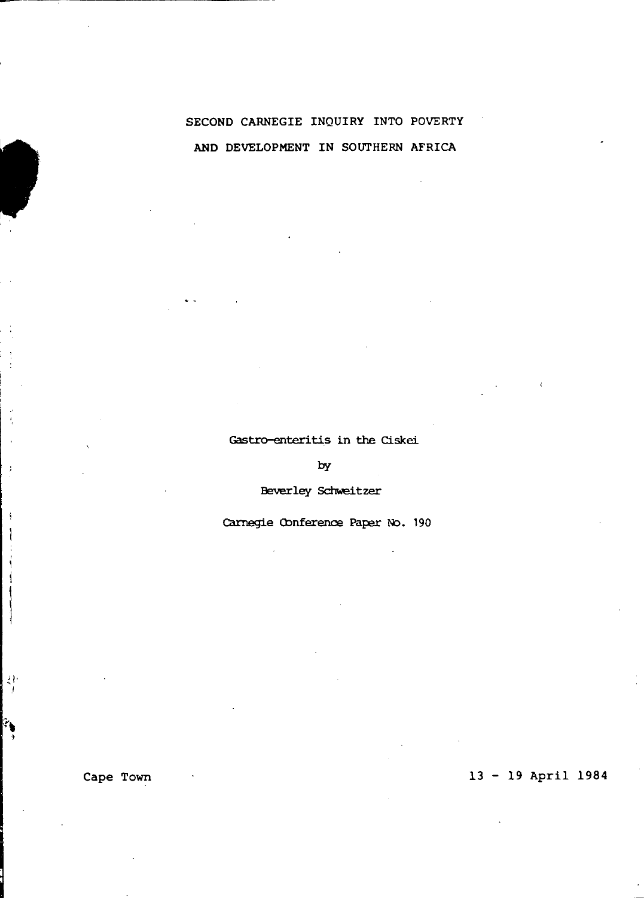# SECOND CARNEGIE INQUIRY INTO POVERTY AND DEVELOPMENT IN SOUTHERN AFRICA

Gastro-enteritis in the Ciskei

by

Beverley Schweitzer

Carnegie Conference Paper No. 190

Cape Town

13 - 19 April 1984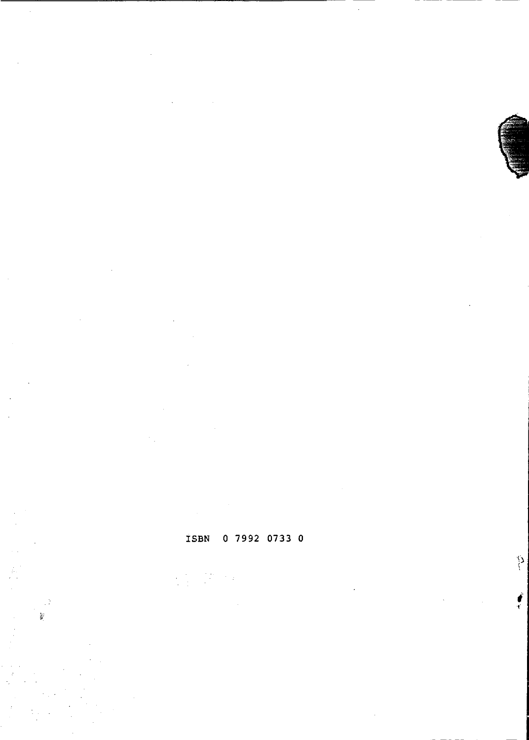ISBN 0 7992 0733 0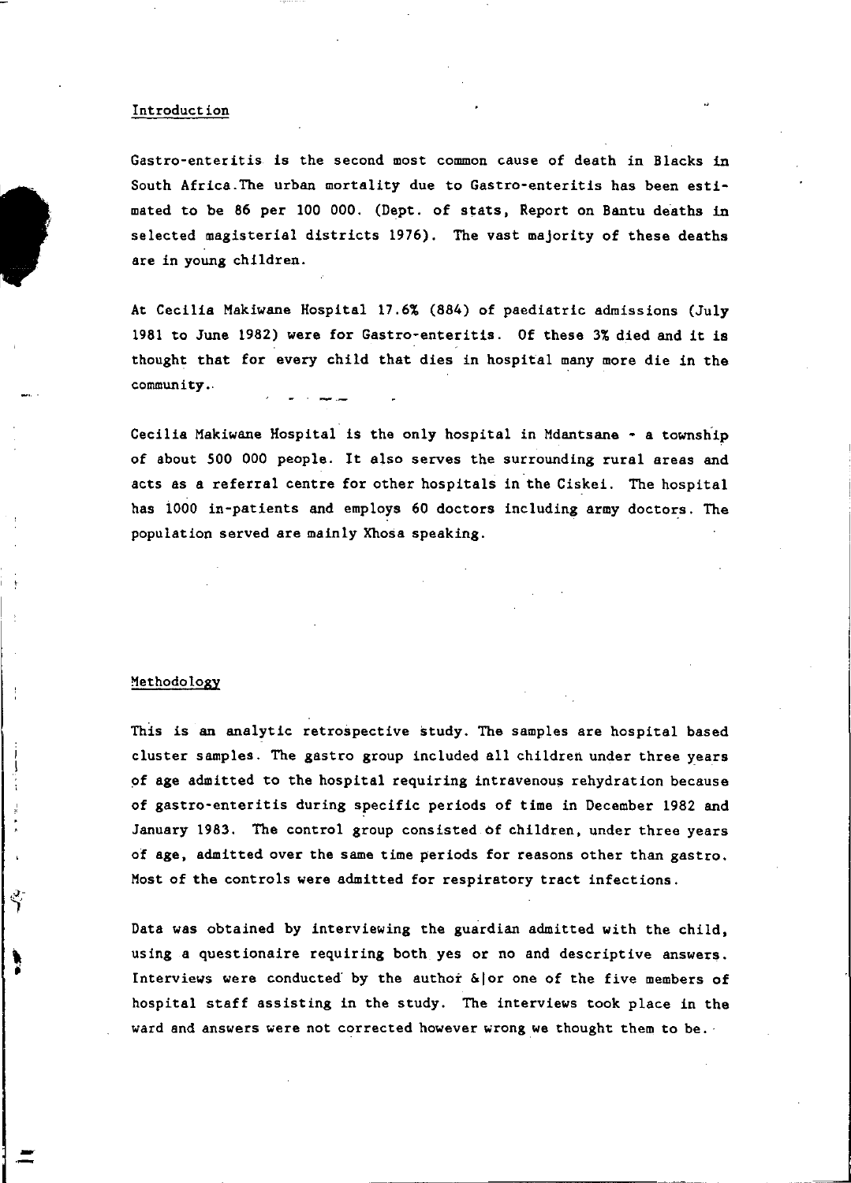## Introduction

Gastro-enteritis is the second most common cause of death in Blacks in South Africa.The urban mortality due to Gastro-enteritis has been estimated to be 86 per 100 000. (Dept. of stats, Report on Bantu deaths in selected magisterial districts 1976). The vast majority of these deaths are in young children.

At Cecilia Makiwane Hospital 17.6% (884) of paediatric admissions (July 1981 to June 1982) were for Gastro-enteritis. Of these 3% died and it is thought that for every child that dies in hospital many more die in the community.

Cecilia Makiwane Hospital is the only hospital in Mdantsane - a township of about 500 000 people. It also serves the surrounding rural areas and acts as a referral centre for other hospitals in the Ciskei. The hospital has 1000 in-patients and employs 60 doctors including army doctors. The population served are mainly Xhosa speaking.

## Methodology

This is an analytic retrospective study. The samples are hospital based cluster samples. The gastro group included all children under three years of age admitted to the hospital requiring intravenous rehydration because of gastro-enteritis during specific periods of time in December 1982 and January 1983. The control group consisted of children, under three years of age, admitted over the same time periods for reasons other than gastro. Most of the controls were admitted for respiratory tract infections.

Data was obtained by interviewing the guardian admitted with the child, using a questionaire requiring both yes or no and descriptive answers. Interviews were conducted by the author &|or one of the five members of hospital staff assisting in the study. The interviews took place in the ward and answers were not corrected however wrong we thought them to be.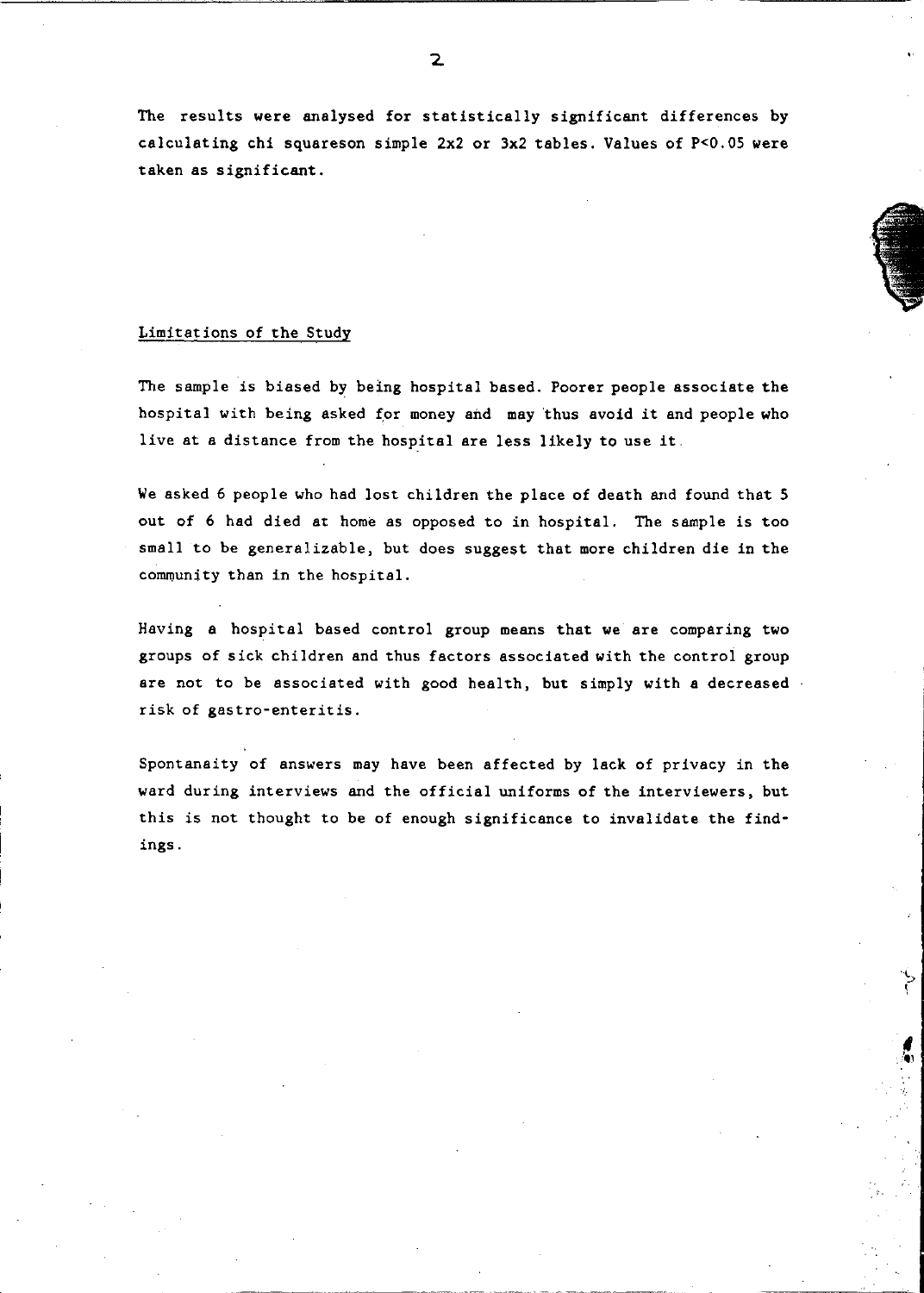The results were analysed for statistically significant differences by calculating chi squareson simple 2x2 or 3x2 tables. Values of $P<0.05$ were taken as significant.

## Limitations of the Study

The sample is biased by being hospital based. Poorer people associate the hospital with being asked for money and may thus avoid it and people who live at a distance from the hospital are less likely to use it.

We asked 6 people who had lost children the place of death and found that 5 out of 6 had died at home as opposed to in hospital. The sample is too small to be generalizable, but does suggest that more children die in the community than in the hospital.

Having a hospital based control group means that we are comparing two groups of sick children and thus factors associated with the control group are not to be associated with good health, but simply with a decreased risk of gastro-enteritis.

Spontanaity of answers may have been affected by lack of privacy in the ward during interviews and the official uniforms of the interviewers, but this is not thought to be of enough significance to invalidate the findings.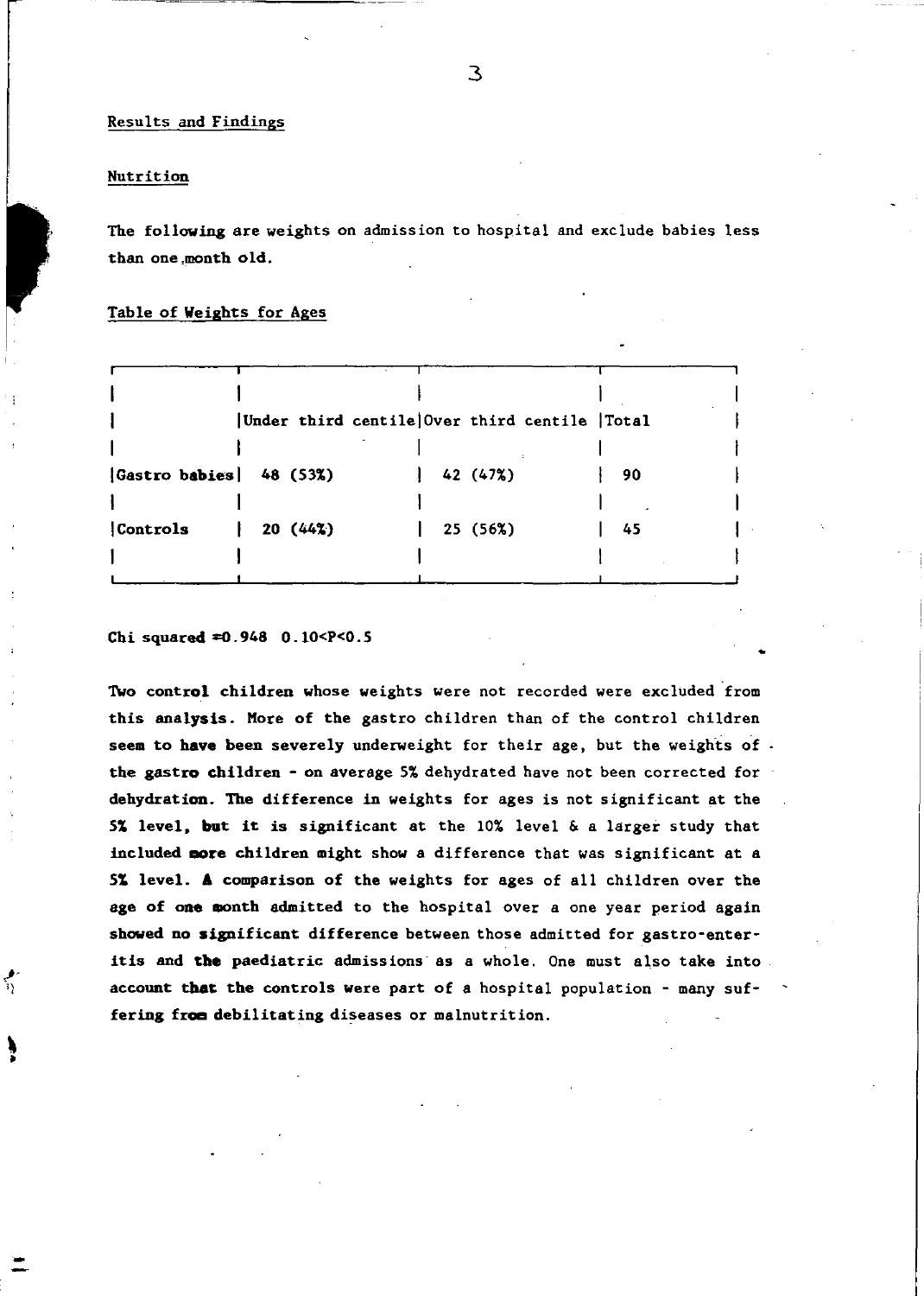## Results and Findings

### Nutrition

The following are weights on admission to hospital and exclude babies less than one month old.

### Table of Weights for Ages

| | Under third centile | Over third centile | Total |
|---|---|---|---|
| Gastro babies | 48 (53%) | 42 (47%) | 90 |
| Controls | 20 (44%) | 25 (56%) | 45 |

Chi squared =0.948 $0.10<P<0.5$

Two control children whose weights were not recorded were excluded from this analysis. More of the gastro children than of the control children seem to have been severely underweight for their age, but the weights of the gastro children - on average 5% dehydrated have not been corrected for dehydration. The difference in weights for ages is not significant at the 5% level, but it is significant at the 10% level & a larger study that included more children might show a difference that was significant at a 5% level. A comparison of the weights for ages of all children over the age of one month admitted to the hospital over a one year period again showed no significant difference between those admitted for gastro-enteritis and the paediatric admissions as a whole. One must also take into account that the controls were part of a hospital population - many suffering from debilitating diseases or malnutrition.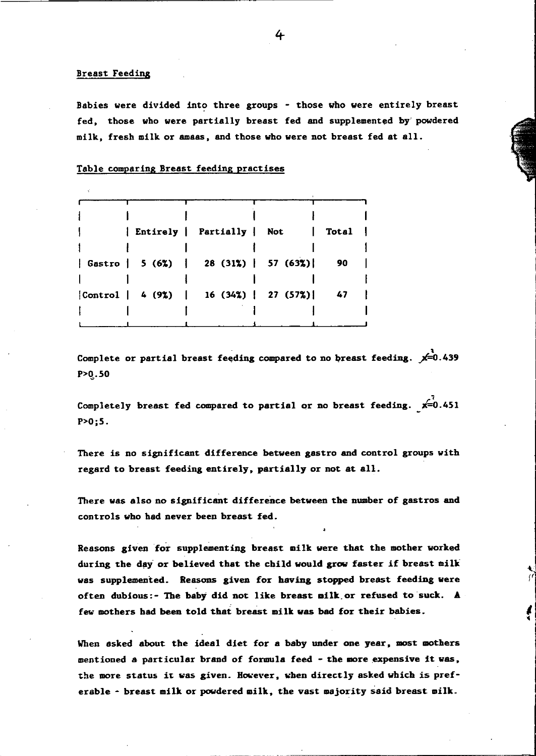## Breast Feeding

Babies were divided into three groups - those who were entirely breast fed, those who were partially breast fed and supplemented by powdered milk, fresh milk or amaas, and those who were not breast fed at all.

Table comparing Breast feeding practises

| | Entirely | Partially | Not | Total |
|---|---|---|---|---|
| Gastro | 5 (6%) | 28 (31%) | 57 (63%) | 90 |
| Control | 4 (9%) | 16 (34%) | 27 (57%) | 47 |

Complete or partial breast feeding compared to no breast feeding. $\chi^2 = 0.439$ $P > 0.50$

Completely breast fed compared to partial or no breast feeding. $\chi^2 = 0.451$ $P > 0;5$.

There is no significant difference between gastro and control groups with regard to breast feeding entirely, partially or not at all.

There was also no significant difference between the number of gastros and controls who had never been breast fed.

Reasons given for supplementing breast milk were that the mother worked during the day or believed that the child would grow faster if breast milk was supplemented. Reasons given for having stopped breast feeding were often dubious:- The baby did not like breast milk or refused to suck. A few mothers had been told that breast milk was bad for their babies.

When asked about the ideal diet for a baby under one year, most mothers mentioned a particular brand of formula feed - the more expensive it was, the more status it was given. However, when directly asked which is preferable - breast milk or powdered milk, the vast majority said breast milk.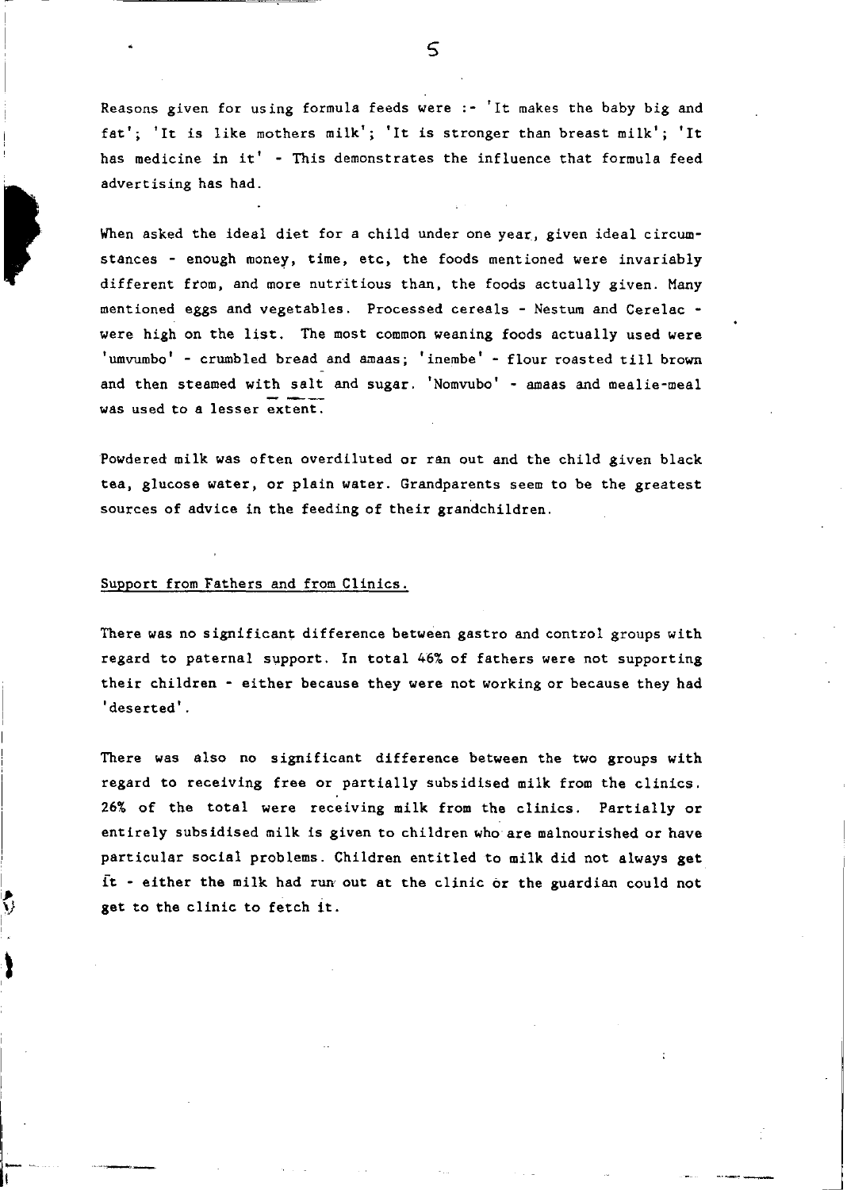Reasons given for using formula feeds were :- 'It makes the baby big and fat'; 'It is like mothers milk'; 'It is stronger than breast milk'; 'It has medicine in it' - This demonstrates the influence that formula feed advertising has had.

When asked the ideal diet for a child under one year, given ideal circumstances - enough money, time, etc, the foods mentioned were invariably different from, and more nutritious than, the foods actually given. Many mentioned eggs and vegetables. Processed cereals - Nestum and Cerelac - were high on the list. The most common weaning foods actually used were 'umvumbo' - crumbled bread and amaas; 'inembe' - flour roasted till brown and then steamed with salt and sugar. 'Nomvubo' - amaas and mealie-meal was used to a lesser extent.

Powdered milk was often overdiluted or ran out and the child given black tea, glucose water, or plain water. Grandparents seem to be the greatest sources of advice in the feeding of their grandchildren.

## Support from Fathers and from Clinics.

There was no significant difference between gastro and control groups with regard to paternal support. In total 46% of fathers were not supporting their children - either because they were not working or because they had 'deserted'.

There was also no significant difference between the two groups with regard to receiving free or partially subsidised milk from the clinics. 26% of the total were receiving milk from the clinics. Partially or entirely subsidised milk is given to children who are malnourished or have particular social problems. Children entitled to milk did not always get it - either the milk had run out at the clinic or the guardian could not get to the clinic to fetch it.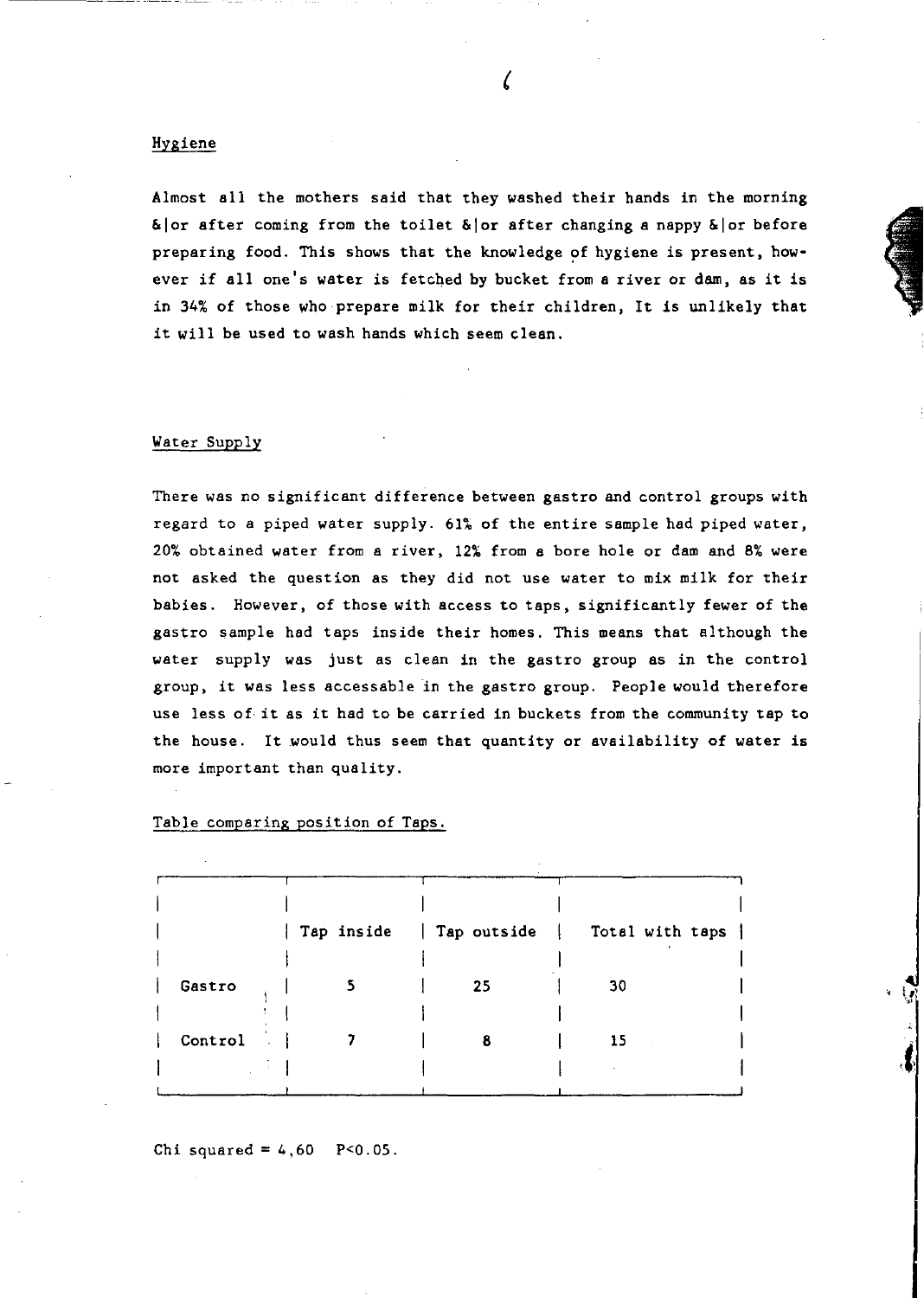## Hygiene

Almost all the mothers said that they washed their hands in the morning &|or after coming from the toilet &|or after changing a nappy &|or before preparing food. This shows that the knowledge of hygiene is present, however if all one's water is fetched by bucket from a river or dam, as it is in 34% of those who prepare milk for their children, It is unlikely that it will be used to wash hands which seem clean.

## Water Supply

There was no significant difference between gastro and control groups with regard to a piped water supply. 61% of the entire sample had piped water, 20% obtained water from a river, 12% from a bore hole or dam and 8% were not asked the question as they did not use water to mix milk for their babies. However, of those with access to taps, significantly fewer of the gastro sample had taps inside their homes. This means that although the water supply was just as clean in the gastro group as in the control group, it was less accessable in the gastro group. People would therefore use less of it as it had to be carried in buckets from the community tap to the house. It would thus seem that quantity or availability of water is more important than quality.

Table comparing position of Taps.

| | Tap inside | Tap outside | Total with taps |
|---|---|---|---|
| Gastro | 5 | 25 | 30 |
| Control | 7 | 8 | 15 |

Chi squared = 4,60 $P<0.05$.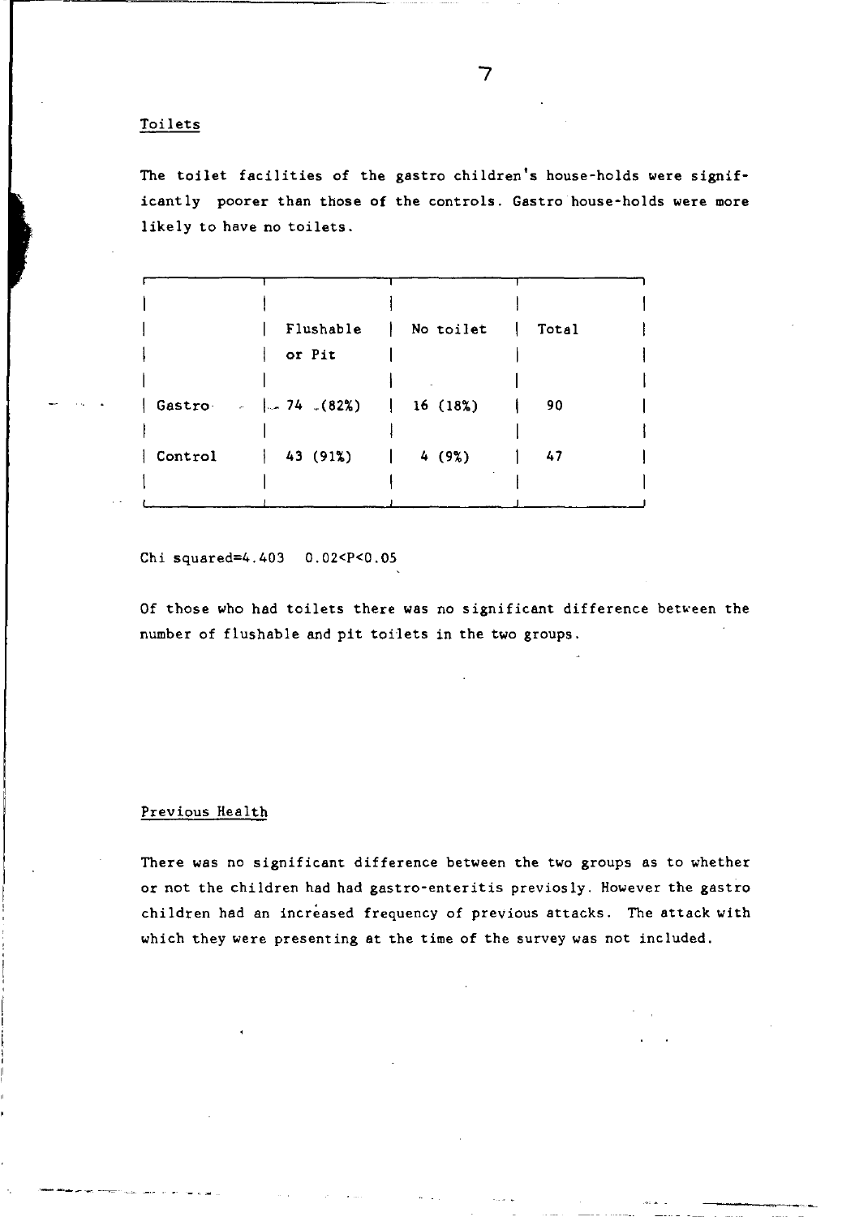## Toilets

The toilet facilities of the gastro children's house-holds were significantly poorer than those of the controls. Gastro house-holds were more likely to have no toilets.

| | Flushable or Pit | No toilet | Total |
|---|---|---|---|
| Gastro | 74 (82%) | 16 (18%) | 90 |
| Control | 43 (91%) | 4 (9%) | 47 |

Chi squared=4.403 $0.02<P<0.05$

Of those who had toilets there was no significant difference between the number of flushable and pit toilets in the two groups.

## Previous Health

There was no significant difference between the two groups as to whether or not the children had had gastro-enteritis previosly. However the gastro children had an increased frequency of previous attacks. The attack with which they were presenting at the time of the survey was not included.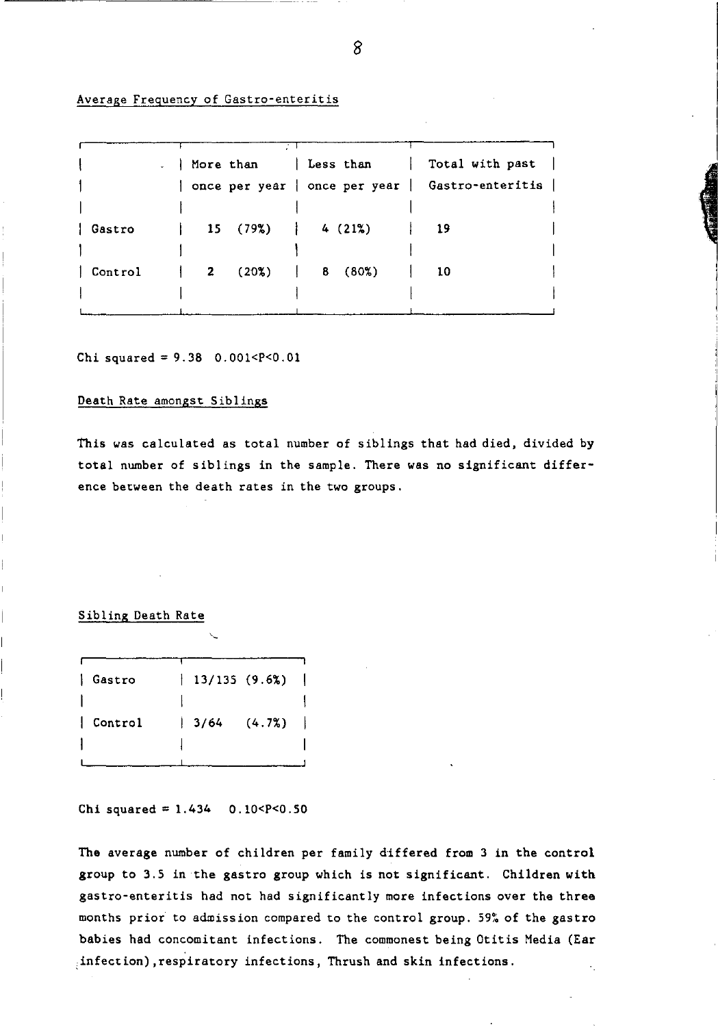Average Frequency of Gastro-enteritis

| | More than once per year | Less than once per year | Total with past Gastro-enteritis |
|---|---|---|---|
| Gastro | 15 (79%) | 4 (21%) | 19 |
| Control | 2 (20%) | 8 (80%) | 10 |

Chi squared = 9.38  $0.001<P<0.01$

Death Rate amongst Siblings

This was calculated as total number of siblings that had died, divided by total number of siblings in the sample. There was no significant difference between the death rates in the two groups.

Sibling Death Rate

| | |
|---|---|
| Gastro | 13/135 (9.6%) |
| Control | 3/64 (4.7%) |

Chi squared = 1.434  $0.10<P<0.50$

The average number of children per family differed from 3 in the control group to 3.5 in the gastro group which is not significant. Children with gastro-enteritis had not had significantly more infections over the three months prior to admission compared to the control group. 59% of the gastro babies had concomitant infections. The commonest being Otitis Media (Ear infection), respiratory infections, Thrush and skin infections.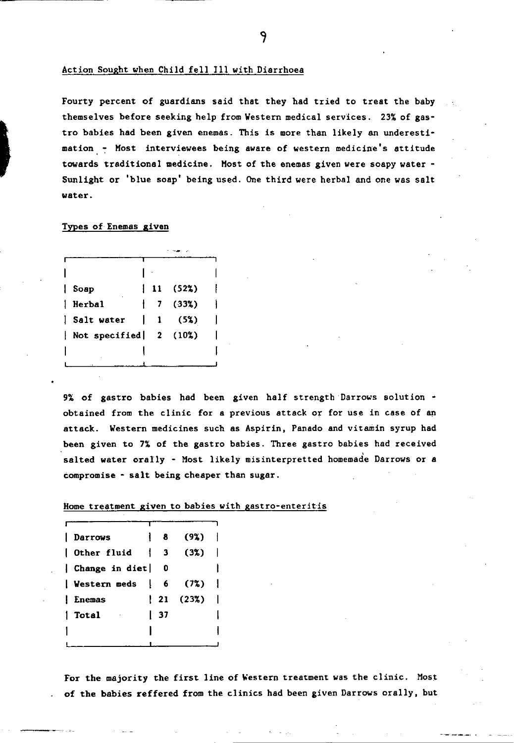Action Sought when Child fell Ill with Diarrhoea

Fourty percent of guardians said that they had tried to treat the baby themselves before seeking help from Western medical services. 23% of gastro babies had been given enemas. This is more than likely an underestimation - Most interviewees being aware of western medicine's attitude towards traditional medicine. Most of the enemas given were soapy water - Sunlight or 'blue soap' being used. One third were herbal and one was salt water.

Types of Enemas given

| | |
|---|---|
| Soap | 11 (52%) |
| Herbal | 7 (33%) |
| Salt water | 1 (5%) |
| Not specified | 2 (10%) |

9% of gastro babies had been given half strength Darrows solution - obtained from the clinic for a previous attack or for use in case of an attack. Western medicines such as Aspirin, Panado and vitamin syrup had been given to 7% of the gastro babies. Three gastro babies had received salted water orally - Most likely misinterpretted homemade Darrows or a compromise - salt being cheaper than sugar.

Home treatment given to babies with gastro-enteritis

| | | |
|---|---|---|
| Darrows | 8 | (9%) |
| Other fluid | 3 | (3%) |
| Change in diet | 0 | |
| Western meds | 6 | (7%) |
| Enemas | 21 | (23%) |
| Total | 37 | |

For the majority the first line of Western treatment was the clinic. Most of the babies reffered from the clinics had been given Darrows orally, but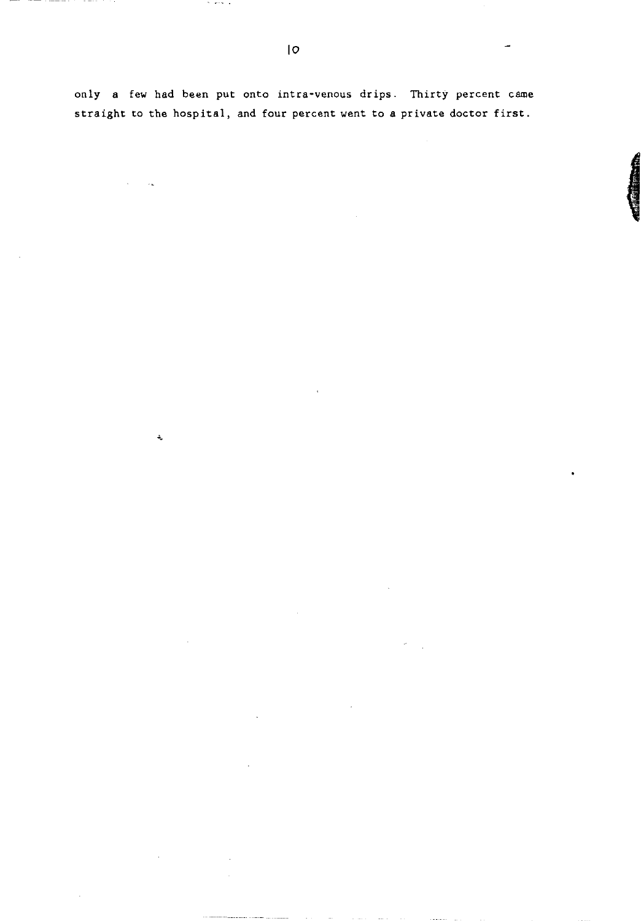only a few had been put onto intra-venous drips. Thirty percent came straight to the hospital, and four percent went to a private doctor first.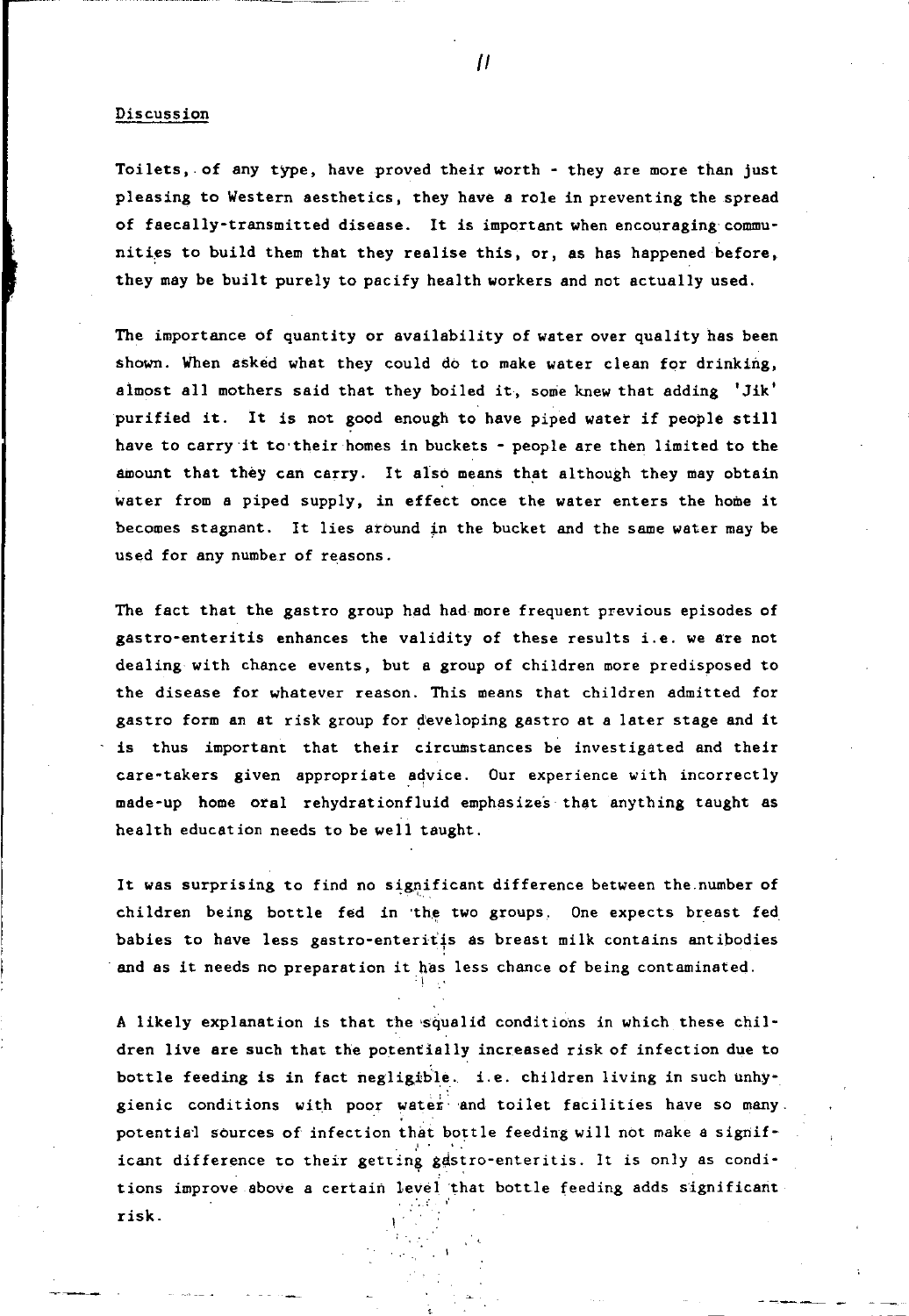## Discussion

Toilets, of any type, have proved their worth - they are more than just pleasing to Western aesthetics, they have a role in preventing the spread of faecally-transmitted disease. It is important when encouraging communities to build them that they realise this, or, as has happened before, they may be built purely to pacify health workers and not actually used.

The importance of quantity or availability of water over quality has been shown. When asked what they could do to make water clean for drinking, almost all mothers said that they boiled it, some knew that adding 'Jik' purified it. It is not good enough to have piped water if people still have to carry it to their homes in buckets - people are then limited to the amount that they can carry. It also means that although they may obtain water from a piped supply, in effect once the water enters the home it becomes stagnant. It lies around in the bucket and the same water may be used for any number of reasons.

The fact that the gastro group had had more frequent previous episodes of gastro-enteritis enhances the validity of these results i.e. we are not dealing with chance events, but a group of children more predisposed to the disease for whatever reason. This means that children admitted for gastro form an at risk group for developing gastro at a later stage and it is thus important that their circumstances be investigated and their care-takers given appropriate advice. Our experience with incorrectly made-up home oral rehydrationfluid emphasizes that anything taught as health education needs to be well taught.

It was surprising to find no significant difference between the number of children being bottle fed in the two groups. One expects breast fed babies to have less gastro-enteritis as breast milk contains antibodies and as it needs no preparation it has less chance of being contaminated.

A likely explanation is that the squalid conditions in which these children live are such that the potentially increased risk of infection due to bottle feeding is in fact negligible. i.e. children living in such unhygienic conditions with poor water and toilet facilities have so many potential sources of infection that bottle feeding will not make a significant difference to their getting gastro-enteritis. It is only as conditions improve above a certain level that bottle feeding adds significant risk.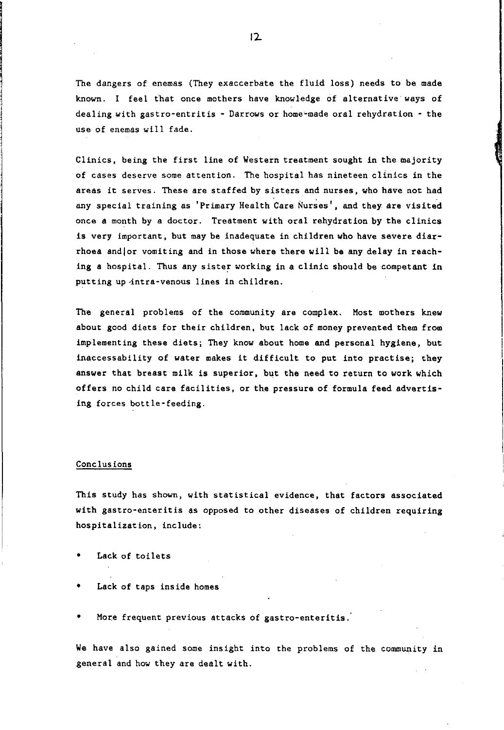The dangers of enemas (They exaccerbate the fluid loss) needs to be made known. I feel that once mothers have knowledge of alternative ways of dealing with gastro-entritis - Darrows or home-made oral rehydration - the use of enemas will fade.

Clinics, being the first line of Western treatment sought in the majority of cases deserve some attention. The hospital has nineteen clinics in the areas it serves. These are staffed by sisters and nurses, who have not had any special training as 'Primary Health Care Nurses', and they are visited once a month by a doctor. Treatment with oral rehydration by the clinics is very important, but may be inadequate in children who have severe diarrhoea and|or vomiting and in those where there will be any delay in reaching a hospital. Thus any sister working in a clinic should be competant in putting up intra-venous lines in children.

The general problems of the community are complex. Most mothers knew about good diets for their children, but lack of money prevented them from implementing these diets; They know about home and personal hygiene, but inaccessability of water makes it difficult to put into practise; they answer that breast milk is superior, but the need to return to work which offers no child care facilities, or the pressure of formula feed advertising forces bottle-feeding.

## Conclusions

This study has shown, with statistical evidence, that factors associated with gastro-enteritis as opposed to other diseases of children requiring hospitalization, include:

- Lack of toilets
- Lack of taps inside homes
- More frequent previous attacks of gastro-enteritis.

We have also gained some insight into the problems of the community in general and how they are dealt with.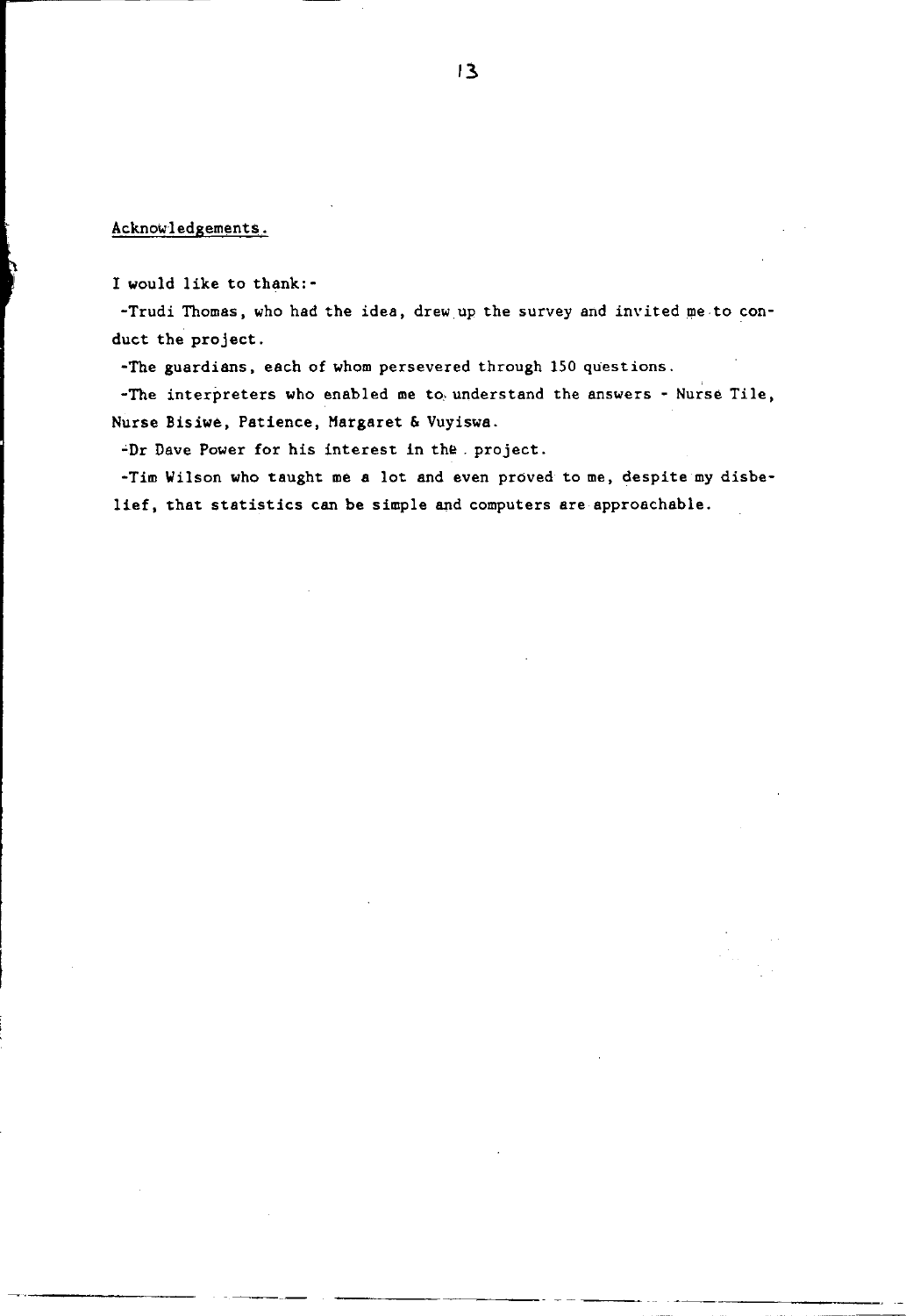## Acknowledgements.

I would like to thank:-

-Trudi Thomas, who had the idea, drew up the survey and invited me to conduct the project.

-The guardians, each of whom persevered through 150 questions.

-The interpreters who enabled me to understand the answers - Nurse Tile, Nurse Bisiwe, Patience, Margaret & Vuyiswa.

-Dr Dave Power for his interest in the project.

-Tim Wilson who taught me a lot and even proved to me, despite my disbelief, that statistics can be simple and computers are approachable.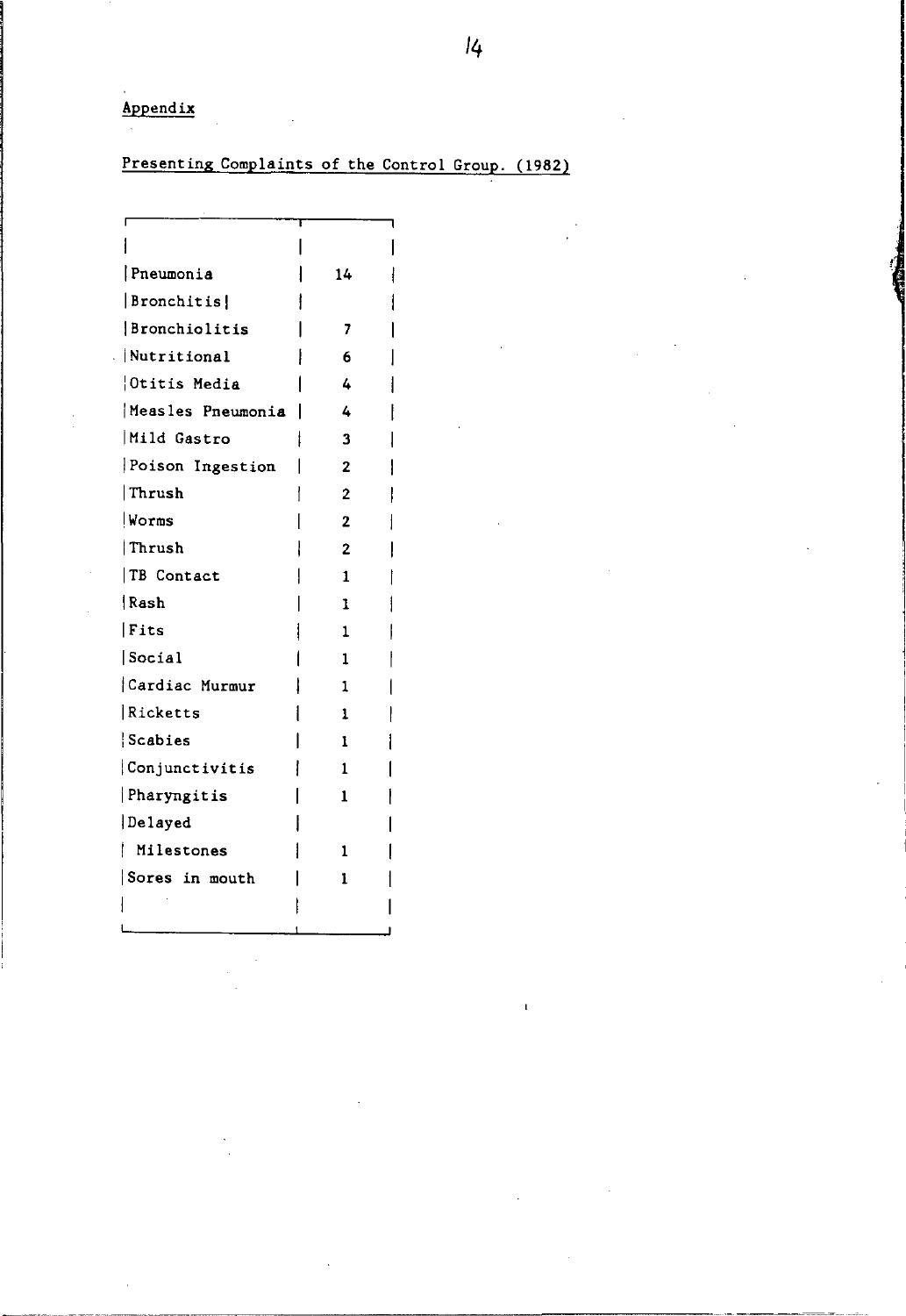Appendix

Presenting Complaints of the Control Group. (1982)

| | |
|---|---|
| Pneumonia | 14 |
| Bronchitis | |
| Bronchiolitis | 7 |
| Nutritional | 6 |
| Otitis Media | 4 |
| Measles Pneumonia | 4 |
| Mild Gastro | 3 |
| Poison Ingestion | 2 |
| Thrush | 2 |
| Worms | 2 |
| Thrush | 2 |
| TB Contact | 1 |
| Rash | 1 |
| Fits | 1 |
| Social | 1 |
| Cardiac Murmur | 1 |
| Ricketts | 1 |
| Scabies | 1 |
| Conjunctivitis | 1 |
| Pharyngitis | 1 |
| Delayed Milestones | 1 |
| Sores in mouth | 1 |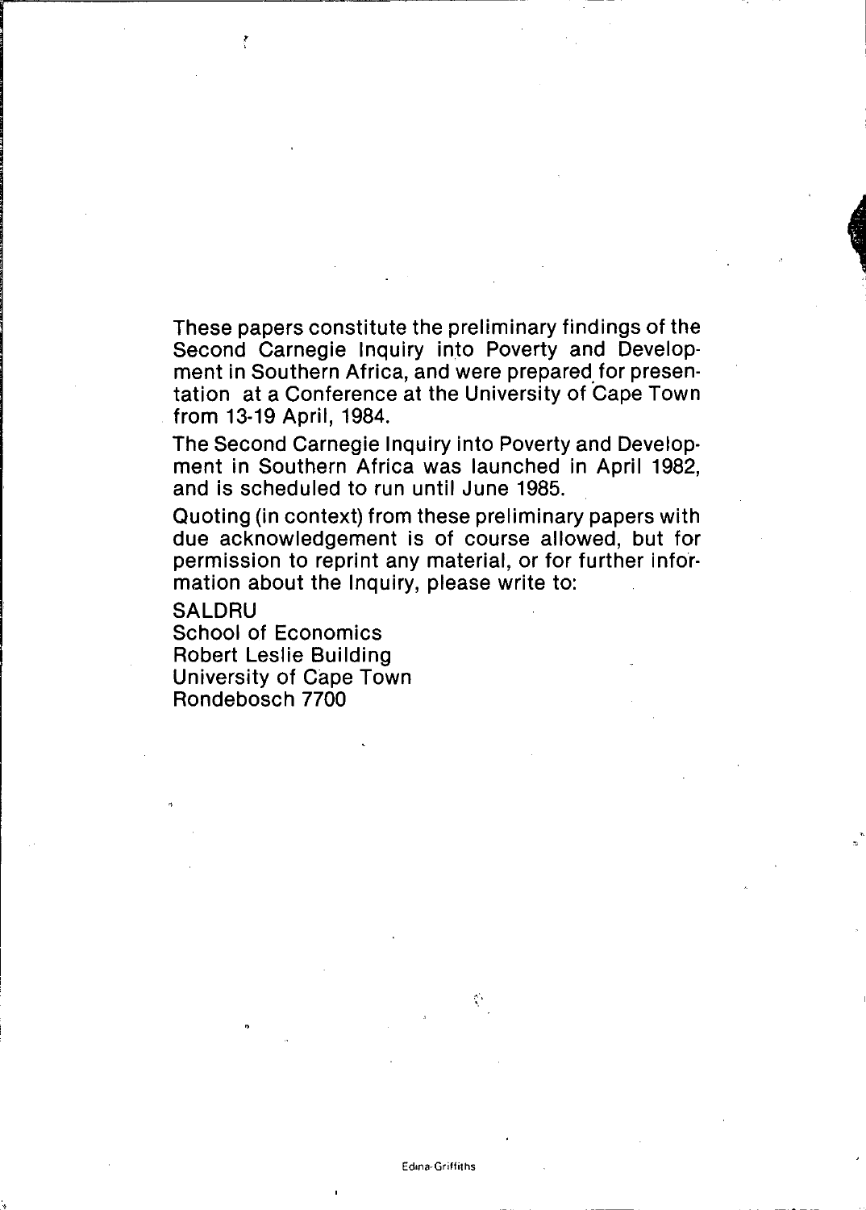These papers constitute the preliminary findings of the Second Carnegie Inquiry into Poverty and Development in Southern Africa, and were prepared for presentation at a Conference at the University of Cape Town from 13-19 April, 1984.

The Second Carnegie Inquiry into Poverty and Development in Southern Africa was launched in April 1982, and is scheduled to run until June 1985.

Quoting (in context) from these preliminary papers with due acknowledgement is of course allowed, but for permission to reprint any material, or for further information about the Inquiry, please write to:

SALDRU
School of Economics
Robert Leslie Building
University of Cape Town
Rondebosch 7700

Edina Griffiths